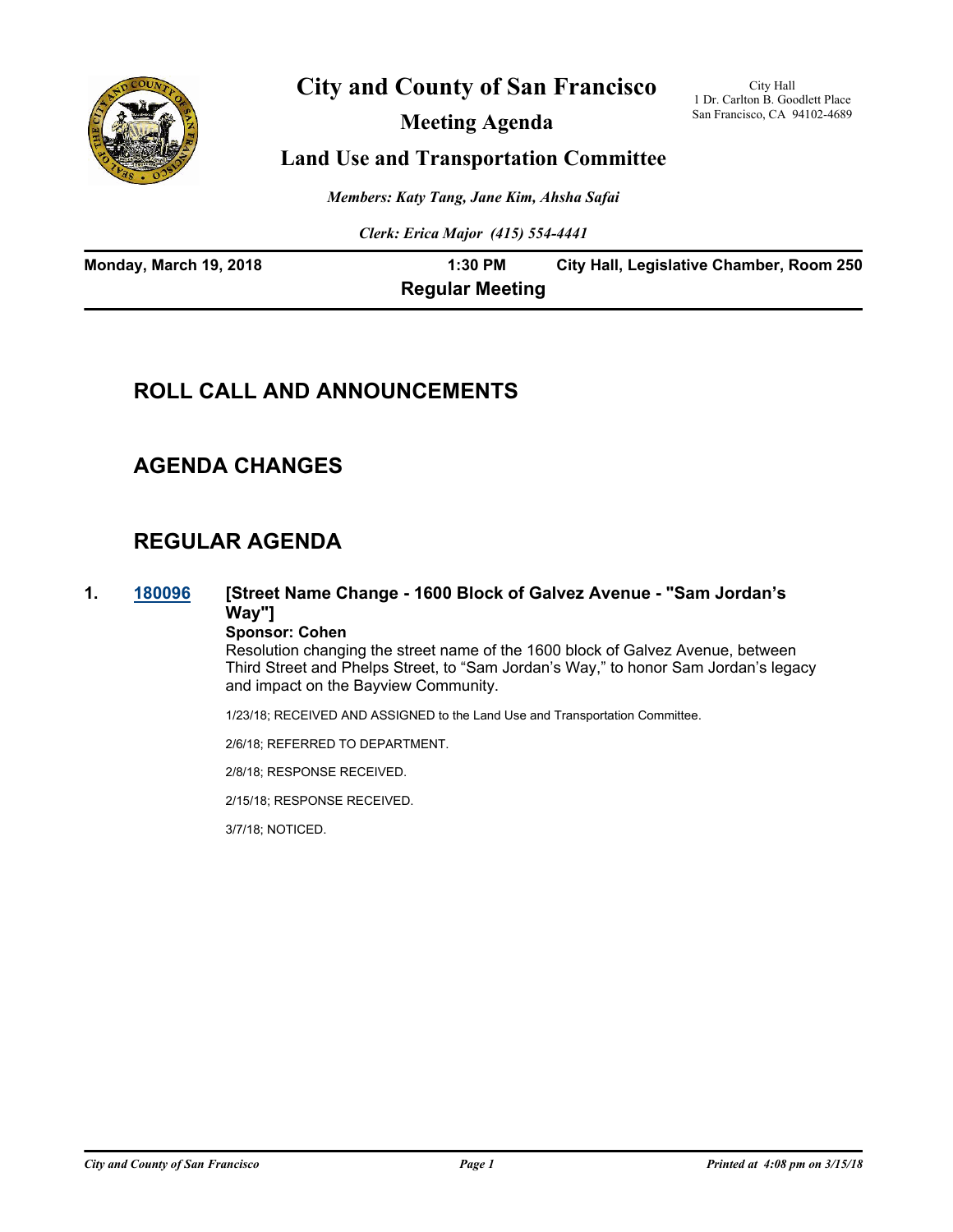# City and County of San Francisco

## Meeting Agenda

## Land Use and Transportation Committee

City Hall
1 Dr. Carlton B. Goodlett Place
San Francisco, CA 94102-4689

*Members: Katy Tang, Jane Kim, Ahsha Safai*

*Clerk: Erica Major (415) 554-4441*

**Monday, March 19, 2018** | **1:30 PM** | **City Hall, Legislative Chamber, Room 250**

**Regular Meeting**

## ROLL CALL AND ANNOUNCEMENTS

## AGENDA CHANGES

## REGULAR AGENDA

**1. 180096 [Street Name Change - 1600 Block of Galvez Avenue - "Sam Jordan's Way"]**

**Sponsor: Cohen**

Resolution changing the street name of the 1600 block of Galvez Avenue, between Third Street and Phelps Street, to "Sam Jordan's Way," to honor Sam Jordan's legacy and impact on the Bayview Community.

1/23/18; RECEIVED AND ASSIGNED to the Land Use and Transportation Committee.

2/6/18; REFERRED TO DEPARTMENT.

2/8/18; RESPONSE RECEIVED.

2/15/18; RESPONSE RECEIVED.

3/7/18; NOTICED.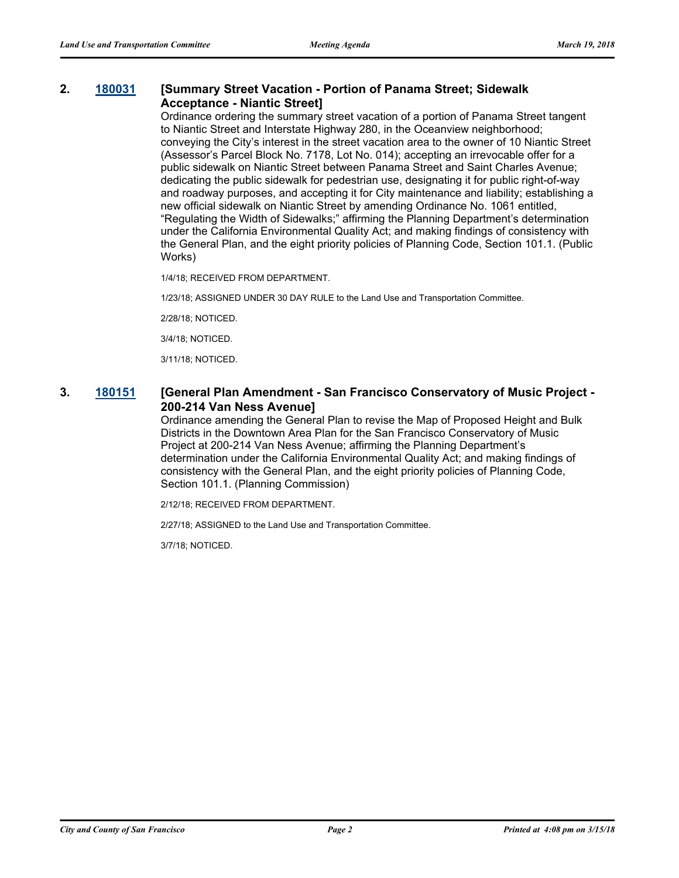**2. 180031 [Summary Street Vacation - Portion of Panama Street; Sidewalk Acceptance - Niantic Street]**

Ordinance ordering the summary street vacation of a portion of Panama Street tangent to Niantic Street and Interstate Highway 280, in the Oceanview neighborhood; conveying the City's interest in the street vacation area to the owner of 10 Niantic Street (Assessor's Parcel Block No. 7178, Lot No. 014); accepting an irrevocable offer for a public sidewalk on Niantic Street between Panama Street and Saint Charles Avenue; dedicating the public sidewalk for pedestrian use, designating it for public right-of-way and roadway purposes, and accepting it for City maintenance and liability; establishing a new official sidewalk on Niantic Street by amending Ordinance No. 1061 entitled, "Regulating the Width of Sidewalks;" affirming the Planning Department's determination under the California Environmental Quality Act; and making findings of consistency with the General Plan, and the eight priority policies of Planning Code, Section 101.1. (Public Works)

1/4/18; RECEIVED FROM DEPARTMENT.

1/23/18; ASSIGNED UNDER 30 DAY RULE to the Land Use and Transportation Committee.

2/28/18; NOTICED.

3/4/18; NOTICED.

3/11/18; NOTICED.

**3. 180151 [General Plan Amendment - San Francisco Conservatory of Music Project - 200-214 Van Ness Avenue]**

Ordinance amending the General Plan to revise the Map of Proposed Height and Bulk Districts in the Downtown Area Plan for the San Francisco Conservatory of Music Project at 200-214 Van Ness Avenue; affirming the Planning Department's determination under the California Environmental Quality Act; and making findings of consistency with the General Plan, and the eight priority policies of Planning Code, Section 101.1. (Planning Commission)

2/12/18; RECEIVED FROM DEPARTMENT.

2/27/18; ASSIGNED to the Land Use and Transportation Committee.

3/7/18; NOTICED.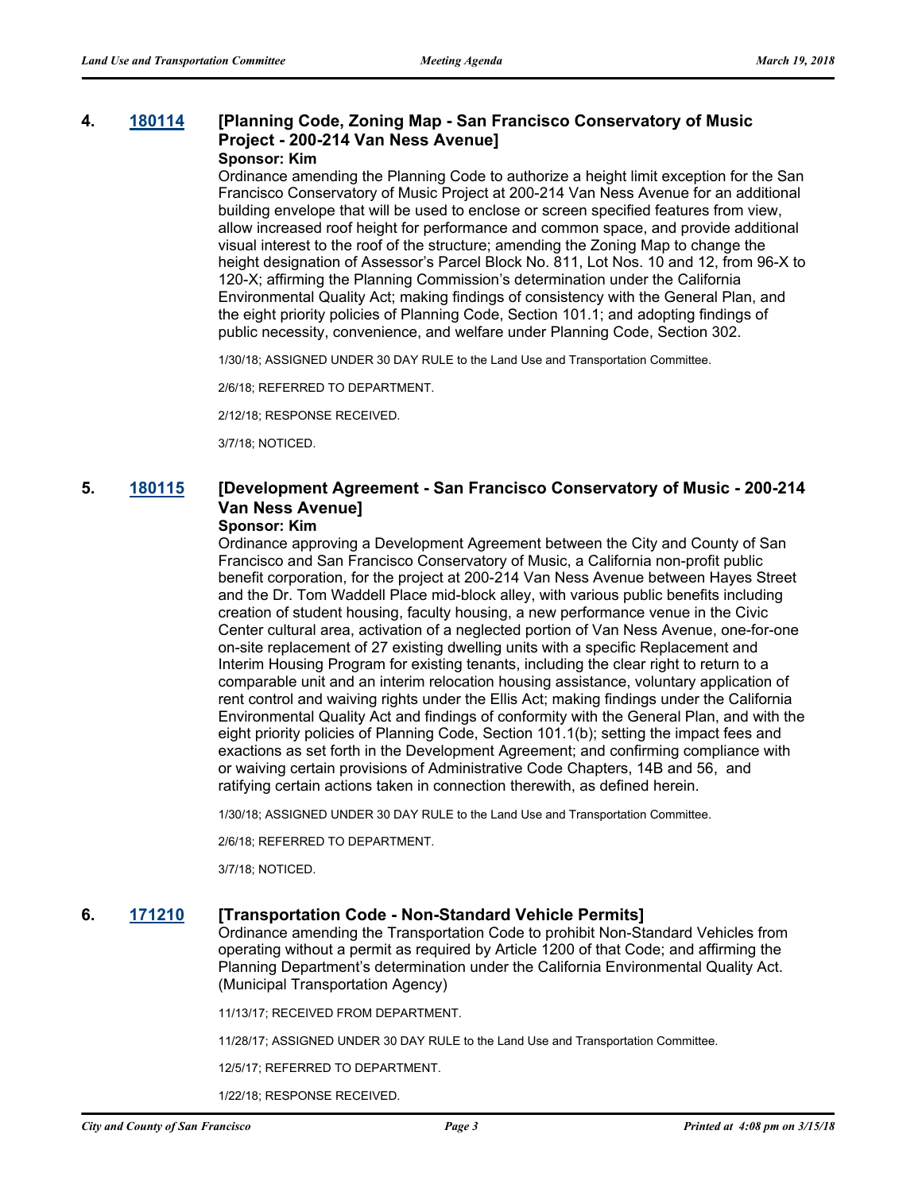**4. [180114](#) [Planning Code, Zoning Map - San Francisco Conservatory of Music Project - 200-214 Van Ness Avenue]**

**Sponsor: Kim**

Ordinance amending the Planning Code to authorize a height limit exception for the San Francisco Conservatory of Music Project at 200-214 Van Ness Avenue for an additional building envelope that will be used to enclose or screen specified features from view, allow increased roof height for performance and common space, and provide additional visual interest to the roof of the structure; amending the Zoning Map to change the height designation of Assessor's Parcel Block No. 811, Lot Nos. 10 and 12, from 96-X to 120-X; affirming the Planning Commission's determination under the California Environmental Quality Act; making findings of consistency with the General Plan, and the eight priority policies of Planning Code, Section 101.1; and adopting findings of public necessity, convenience, and welfare under Planning Code, Section 302.

1/30/18; ASSIGNED UNDER 30 DAY RULE to the Land Use and Transportation Committee.

2/6/18; REFERRED TO DEPARTMENT.

2/12/18; RESPONSE RECEIVED.

3/7/18; NOTICED.

**5. [180115](#) [Development Agreement - San Francisco Conservatory of Music - 200-214 Van Ness Avenue]**

**Sponsor: Kim**

Ordinance approving a Development Agreement between the City and County of San Francisco and San Francisco Conservatory of Music, a California non-profit public benefit corporation, for the project at 200-214 Van Ness Avenue between Hayes Street and the Dr. Tom Waddell Place mid-block alley, with various public benefits including creation of student housing, faculty housing, a new performance venue in the Civic Center cultural area, activation of a neglected portion of Van Ness Avenue, one-for-one on-site replacement of 27 existing dwelling units with a specific Replacement and Interim Housing Program for existing tenants, including the clear right to return to a comparable unit and an interim relocation housing assistance, voluntary application of rent control and waiving rights under the Ellis Act; making findings under the California Environmental Quality Act and findings of conformity with the General Plan, and with the eight priority policies of Planning Code, Section 101.1(b); setting the impact fees and exactions as set forth in the Development Agreement; and confirming compliance with or waiving certain provisions of Administrative Code Chapters, 14B and 56, and ratifying certain actions taken in connection therewith, as defined herein.

1/30/18; ASSIGNED UNDER 30 DAY RULE to the Land Use and Transportation Committee.

2/6/18; REFERRED TO DEPARTMENT.

3/7/18; NOTICED.

**6. [171210](#) [Transportation Code - Non-Standard Vehicle Permits]**

Ordinance amending the Transportation Code to prohibit Non-Standard Vehicles from operating without a permit as required by Article 1200 of that Code; and affirming the Planning Department's determination under the California Environmental Quality Act. (Municipal Transportation Agency)

11/13/17; RECEIVED FROM DEPARTMENT.

11/28/17; ASSIGNED UNDER 30 DAY RULE to the Land Use and Transportation Committee.

12/5/17; REFERRED TO DEPARTMENT.

1/22/18; RESPONSE RECEIVED.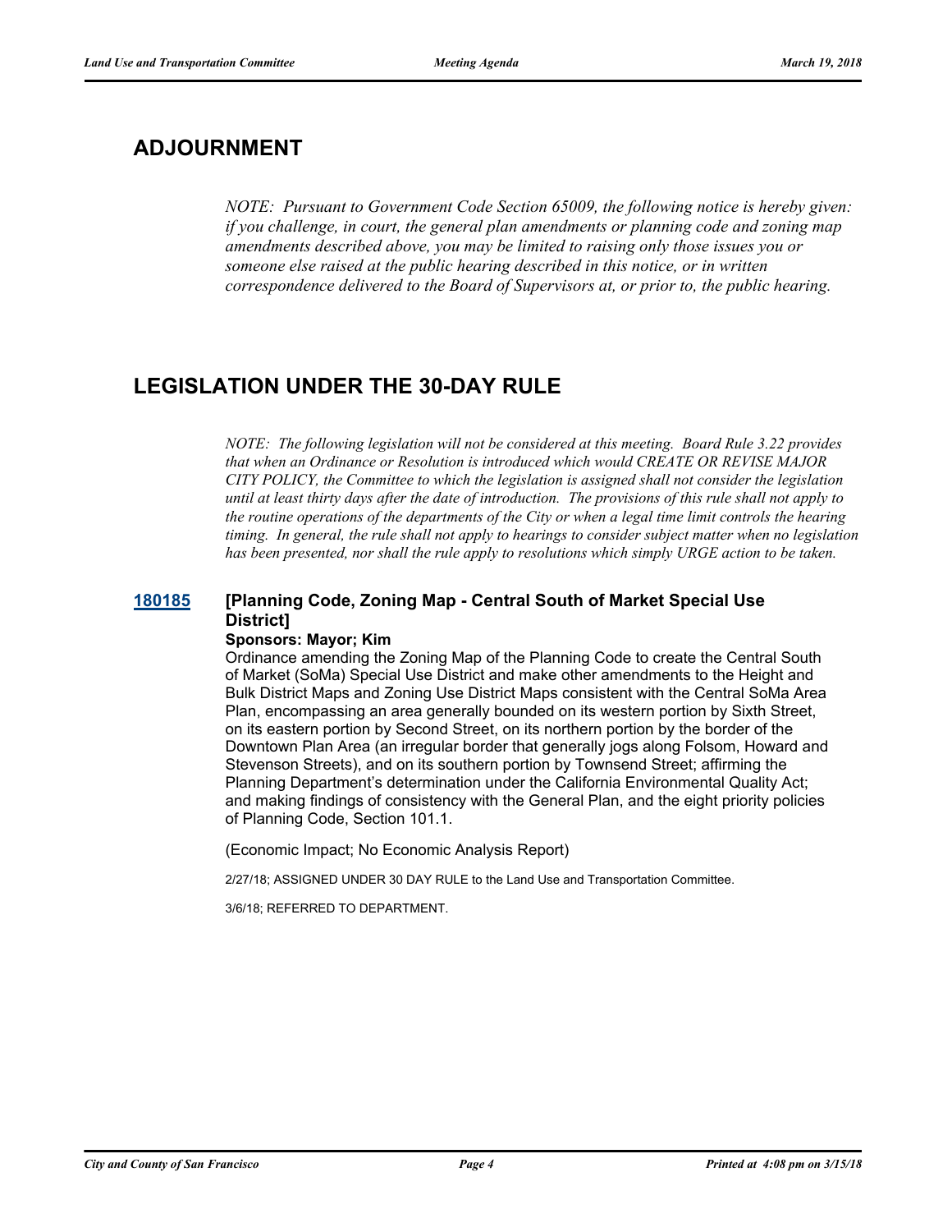## ADJOURNMENT

*NOTE: Pursuant to Government Code Section 65009, the following notice is hereby given: if you challenge, in court, the general plan amendments or planning code and zoning map amendments described above, you may be limited to raising only those issues you or someone else raised at the public hearing described in this notice, or in written correspondence delivered to the Board of Supervisors at, or prior to, the public hearing.*

## LEGISLATION UNDER THE 30-DAY RULE

*NOTE: The following legislation will not be considered at this meeting. Board Rule 3.22 provides that when an Ordinance or Resolution is introduced which would CREATE OR REVISE MAJOR CITY POLICY, the Committee to which the legislation is assigned shall not consider the legislation until at least thirty days after the date of introduction. The provisions of this rule shall not apply to the routine operations of the departments of the City or when a legal time limit controls the hearing timing. In general, the rule shall not apply to hearings to consider subject matter when no legislation has been presented, nor shall the rule apply to resolutions which simply URGE action to be taken.*

### 180185 [Planning Code, Zoning Map - Central South of Market Special Use District]

**Sponsors: Mayor; Kim**

Ordinance amending the Zoning Map of the Planning Code to create the Central South of Market (SoMa) Special Use District and make other amendments to the Height and Bulk District Maps and Zoning Use District Maps consistent with the Central SoMa Area Plan, encompassing an area generally bounded on its western portion by Sixth Street, on its eastern portion by Second Street, on its northern portion by the border of the Downtown Plan Area (an irregular border that generally jogs along Folsom, Howard and Stevenson Streets), and on its southern portion by Townsend Street; affirming the Planning Department's determination under the California Environmental Quality Act; and making findings of consistency with the General Plan, and the eight priority policies of Planning Code, Section 101.1.

(Economic Impact; No Economic Analysis Report)

2/27/18; ASSIGNED UNDER 30 DAY RULE to the Land Use and Transportation Committee.

3/6/18; REFERRED TO DEPARTMENT.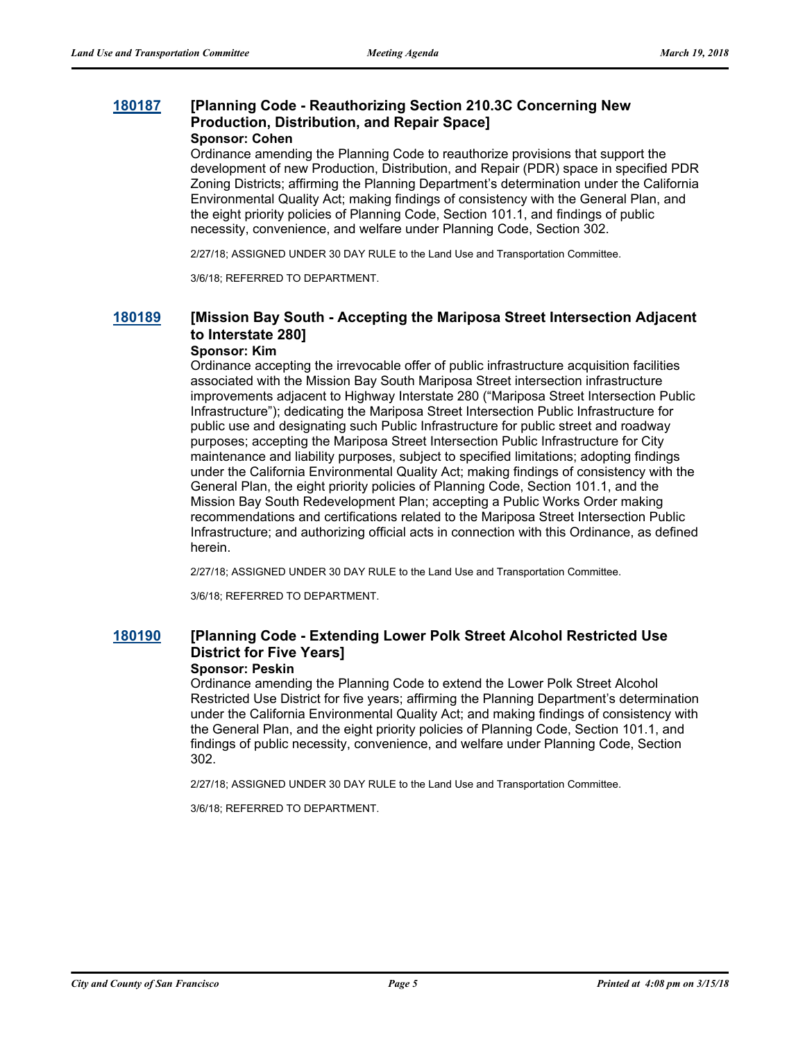**180187** **[Planning Code - Reauthorizing Section 210.3C Concerning New Production, Distribution, and Repair Space]**

**Sponsor: Cohen**

Ordinance amending the Planning Code to reauthorize provisions that support the development of new Production, Distribution, and Repair (PDR) space in specified PDR Zoning Districts; affirming the Planning Department's determination under the California Environmental Quality Act; making findings of consistency with the General Plan, and the eight priority policies of Planning Code, Section 101.1, and findings of public necessity, convenience, and welfare under Planning Code, Section 302.

2/27/18; ASSIGNED UNDER 30 DAY RULE to the Land Use and Transportation Committee.

3/6/18; REFERRED TO DEPARTMENT.

**180189** **[Mission Bay South - Accepting the Mariposa Street Intersection Adjacent to Interstate 280]**

**Sponsor: Kim**

Ordinance accepting the irrevocable offer of public infrastructure acquisition facilities associated with the Mission Bay South Mariposa Street intersection infrastructure improvements adjacent to Highway Interstate 280 ("Mariposa Street Intersection Public Infrastructure"); dedicating the Mariposa Street Intersection Public Infrastructure for public use and designating such Public Infrastructure for public street and roadway purposes; accepting the Mariposa Street Intersection Public Infrastructure for City maintenance and liability purposes, subject to specified limitations; adopting findings under the California Environmental Quality Act; making findings of consistency with the General Plan, the eight priority policies of Planning Code, Section 101.1, and the Mission Bay South Redevelopment Plan; accepting a Public Works Order making recommendations and certifications related to the Mariposa Street Intersection Public Infrastructure; and authorizing official acts in connection with this Ordinance, as defined herein.

2/27/18; ASSIGNED UNDER 30 DAY RULE to the Land Use and Transportation Committee.

3/6/18; REFERRED TO DEPARTMENT.

**180190** **[Planning Code - Extending Lower Polk Street Alcohol Restricted Use District for Five Years]**

**Sponsor: Peskin**

Ordinance amending the Planning Code to extend the Lower Polk Street Alcohol Restricted Use District for five years; affirming the Planning Department's determination under the California Environmental Quality Act; and making findings of consistency with the General Plan, and the eight priority policies of Planning Code, Section 101.1, and findings of public necessity, convenience, and welfare under Planning Code, Section 302.

2/27/18; ASSIGNED UNDER 30 DAY RULE to the Land Use and Transportation Committee.

3/6/18; REFERRED TO DEPARTMENT.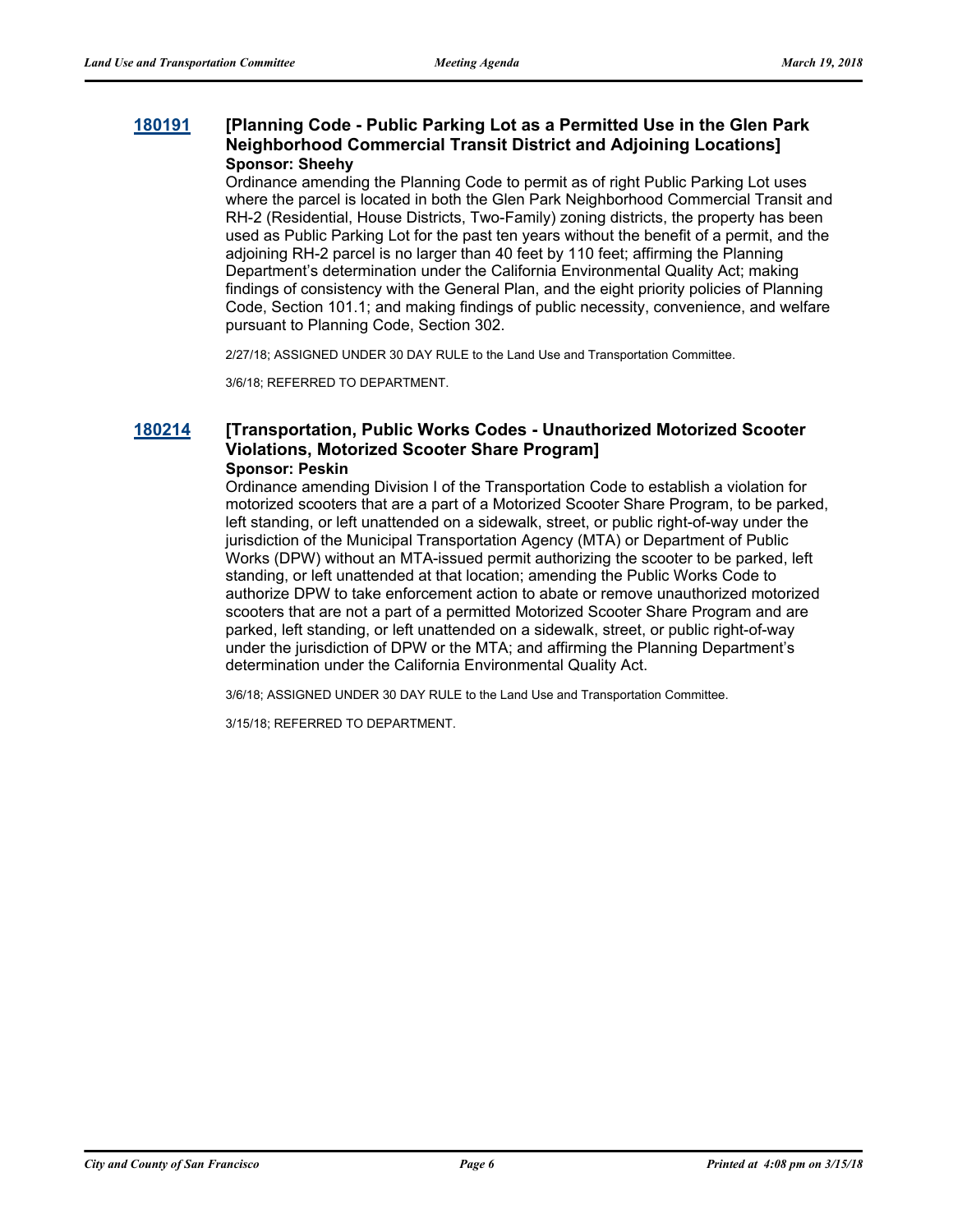### 180191 [Planning Code - Public Parking Lot as a Permitted Use in the Glen Park Neighborhood Commercial Transit District and Adjoining Locations]

**Sponsor: Sheehy**

Ordinance amending the Planning Code to permit as of right Public Parking Lot uses where the parcel is located in both the Glen Park Neighborhood Commercial Transit and RH-2 (Residential, House Districts, Two-Family) zoning districts, the property has been used as Public Parking Lot for the past ten years without the benefit of a permit, and the adjoining RH-2 parcel is no larger than 40 feet by 110 feet; affirming the Planning Department's determination under the California Environmental Quality Act; making findings of consistency with the General Plan, and the eight priority policies of Planning Code, Section 101.1; and making findings of public necessity, convenience, and welfare pursuant to Planning Code, Section 302.

2/27/18; ASSIGNED UNDER 30 DAY RULE to the Land Use and Transportation Committee.

3/6/18; REFERRED TO DEPARTMENT.

### 180214 [Transportation, Public Works Codes - Unauthorized Motorized Scooter Violations, Motorized Scooter Share Program]

**Sponsor: Peskin**

Ordinance amending Division I of the Transportation Code to establish a violation for motorized scooters that are a part of a Motorized Scooter Share Program, to be parked, left standing, or left unattended on a sidewalk, street, or public right-of-way under the jurisdiction of the Municipal Transportation Agency (MTA) or Department of Public Works (DPW) without an MTA-issued permit authorizing the scooter to be parked, left standing, or left unattended at that location; amending the Public Works Code to authorize DPW to take enforcement action to abate or remove unauthorized motorized scooters that are not a part of a permitted Motorized Scooter Share Program and are parked, left standing, or left unattended on a sidewalk, street, or public right-of-way under the jurisdiction of DPW or the MTA; and affirming the Planning Department's determination under the California Environmental Quality Act.

3/6/18; ASSIGNED UNDER 30 DAY RULE to the Land Use and Transportation Committee.

3/15/18; REFERRED TO DEPARTMENT.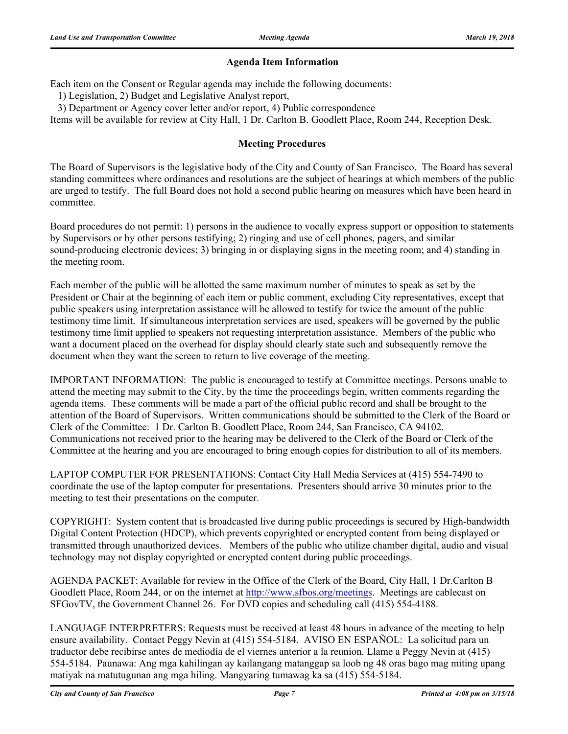## Agenda Item Information

Each item on the Consent or Regular agenda may include the following documents:
1) Legislation, 2) Budget and Legislative Analyst report,
3) Department or Agency cover letter and/or report, 4) Public correspondence
Items will be available for review at City Hall, 1 Dr. Carlton B. Goodlett Place, Room 244, Reception Desk.

## Meeting Procedures

The Board of Supervisors is the legislative body of the City and County of San Francisco. The Board has several standing committees where ordinances and resolutions are the subject of hearings at which members of the public are urged to testify. The full Board does not hold a second public hearing on measures which have been heard in committee.

Board procedures do not permit: 1) persons in the audience to vocally express support or opposition to statements by Supervisors or by other persons testifying; 2) ringing and use of cell phones, pagers, and similar sound-producing electronic devices; 3) bringing in or displaying signs in the meeting room; and 4) standing in the meeting room.

Each member of the public will be allotted the same maximum number of minutes to speak as set by the President or Chair at the beginning of each item or public comment, excluding City representatives, except that public speakers using interpretation assistance will be allowed to testify for twice the amount of the public testimony time limit. If simultaneous interpretation services are used, speakers will be governed by the public testimony time limit applied to speakers not requesting interpretation assistance. Members of the public who want a document placed on the overhead for display should clearly state such and subsequently remove the document when they want the screen to return to live coverage of the meeting.

IMPORTANT INFORMATION: The public is encouraged to testify at Committee meetings. Persons unable to attend the meeting may submit to the City, by the time the proceedings begin, written comments regarding the agenda items. These comments will be made a part of the official public record and shall be brought to the attention of the Board of Supervisors. Written communications should be submitted to the Clerk of the Board or Clerk of the Committee: 1 Dr. Carlton B. Goodlett Place, Room 244, San Francisco, CA 94102. Communications not received prior to the hearing may be delivered to the Clerk of the Board or Clerk of the Committee at the hearing and you are encouraged to bring enough copies for distribution to all of its members.

LAPTOP COMPUTER FOR PRESENTATIONS: Contact City Hall Media Services at (415) 554-7490 to coordinate the use of the laptop computer for presentations. Presenters should arrive 30 minutes prior to the meeting to test their presentations on the computer.

COPYRIGHT: System content that is broadcasted live during public proceedings is secured by High-bandwidth Digital Content Protection (HDCP), which prevents copyrighted or encrypted content from being displayed or transmitted through unauthorized devices. Members of the public who utilize chamber digital, audio and visual technology may not display copyrighted or encrypted content during public proceedings.

AGENDA PACKET: Available for review in the Office of the Clerk of the Board, City Hall, 1 Dr.Carlton B Goodlett Place, Room 244, or on the internet at http://www.sfbos.org/meetings. Meetings are cablecast on SFGovTV, the Government Channel 26. For DVD copies and scheduling call (415) 554-4188.

LANGUAGE INTERPRETERS: Requests must be received at least 48 hours in advance of the meeting to help ensure availability. Contact Peggy Nevin at (415) 554-5184. AVISO EN ESPAÑOL: La solicitud para un traductor debe recibirse antes de mediodía de el viernes anterior a la reunion. Llame a Peggy Nevin at (415) 554-5184. Paunawa: Ang mga kahilingan ay kailangang matanggap sa loob ng 48 oras bago mag miting upang matiyak na matutugunan ang mga hiling. Mangyaring tumawag ka sa (415) 554-5184.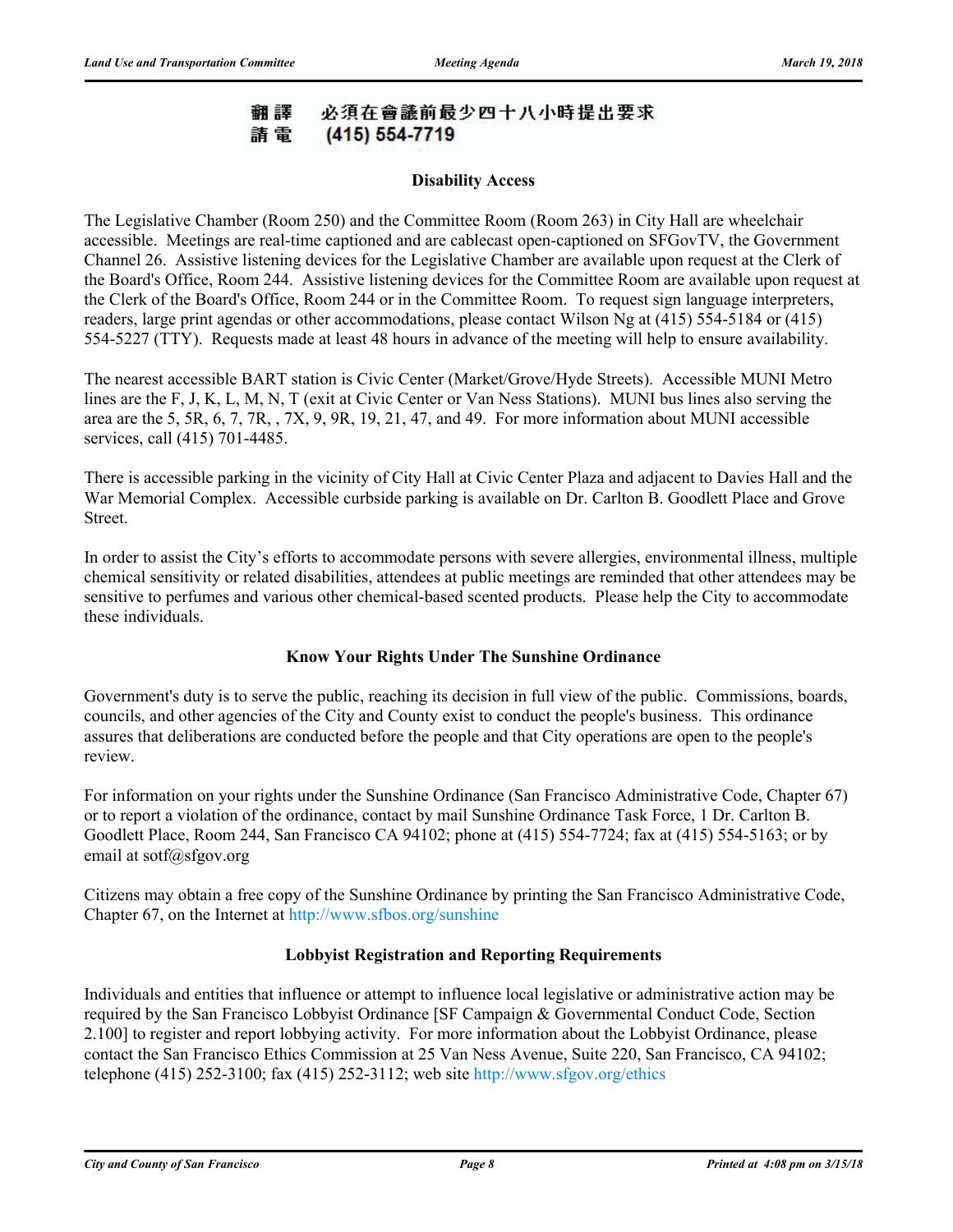翻譯　必須在會議前最少四十八小時提出要求
請電　(415) 554-7719

**Disability Access**

The Legislative Chamber (Room 250) and the Committee Room (Room 263) in City Hall are wheelchair accessible. Meetings are real-time captioned and are cablecast open-captioned on SFGovTV, the Government Channel 26. Assistive listening devices for the Legislative Chamber are available upon request at the Clerk of the Board's Office, Room 244. Assistive listening devices for the Committee Room are available upon request at the Clerk of the Board's Office, Room 244 or in the Committee Room. To request sign language interpreters, readers, large print agendas or other accommodations, please contact Wilson Ng at (415) 554-5184 or (415) 554-5227 (TTY). Requests made at least 48 hours in advance of the meeting will help to ensure availability.

The nearest accessible BART station is Civic Center (Market/Grove/Hyde Streets). Accessible MUNI Metro lines are the F, J, K, L, M, N, T (exit at Civic Center or Van Ness Stations). MUNI bus lines also serving the area are the 5, 5R, 6, 7, 7R, , 7X, 9, 9R, 19, 21, 47, and 49. For more information about MUNI accessible services, call (415) 701-4485.

There is accessible parking in the vicinity of City Hall at Civic Center Plaza and adjacent to Davies Hall and the War Memorial Complex. Accessible curbside parking is available on Dr. Carlton B. Goodlett Place and Grove Street.

In order to assist the City's efforts to accommodate persons with severe allergies, environmental illness, multiple chemical sensitivity or related disabilities, attendees at public meetings are reminded that other attendees may be sensitive to perfumes and various other chemical-based scented products. Please help the City to accommodate these individuals.

**Know Your Rights Under The Sunshine Ordinance**

Government's duty is to serve the public, reaching its decision in full view of the public. Commissions, boards, councils, and other agencies of the City and County exist to conduct the people's business. This ordinance assures that deliberations are conducted before the people and that City operations are open to the people's review.

For information on your rights under the Sunshine Ordinance (San Francisco Administrative Code, Chapter 67) or to report a violation of the ordinance, contact by mail Sunshine Ordinance Task Force, 1 Dr. Carlton B. Goodlett Place, Room 244, San Francisco CA 94102; phone at (415) 554-7724; fax at (415) 554-5163; or by email at sotf@sfgov.org

Citizens may obtain a free copy of the Sunshine Ordinance by printing the San Francisco Administrative Code, Chapter 67, on the Internet at http://www.sfbos.org/sunshine

**Lobbyist Registration and Reporting Requirements**

Individuals and entities that influence or attempt to influence local legislative or administrative action may be required by the San Francisco Lobbyist Ordinance [SF Campaign & Governmental Conduct Code, Section 2.100] to register and report lobbying activity. For more information about the Lobbyist Ordinance, please contact the San Francisco Ethics Commission at 25 Van Ness Avenue, Suite 220, San Francisco, CA 94102; telephone (415) 252-3100; fax (415) 252-3112; web site http://www.sfgov.org/ethics